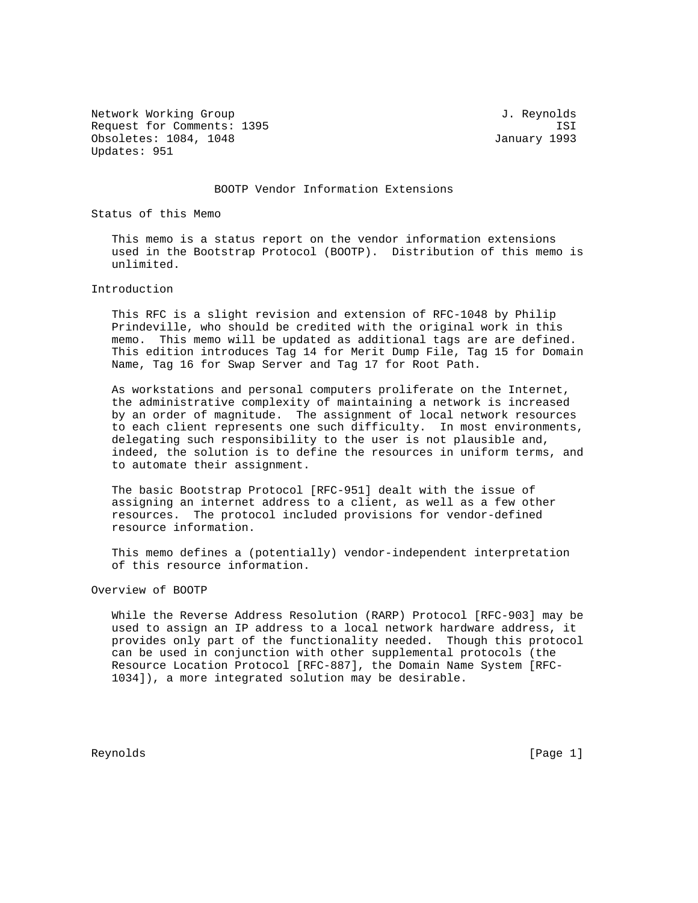Network Working Group J. Reynolds
Request for Comments: 1395 ISI
Obsoletes: 1084, 1048 January 1993
Updates: 951

# BOOTP Vendor Information Extensions

## Status of this Memo

This memo is a status report on the vendor information extensions used in the Bootstrap Protocol (BOOTP). Distribution of this memo is unlimited.

## Introduction

This RFC is a slight revision and extension of RFC-1048 by Philip Prindeville, who should be credited with the original work in this memo. This memo will be updated as additional tags are are defined. This edition introduces Tag 14 for Merit Dump File, Tag 15 for Domain Name, Tag 16 for Swap Server and Tag 17 for Root Path.

As workstations and personal computers proliferate on the Internet, the administrative complexity of maintaining a network is increased by an order of magnitude. The assignment of local network resources to each client represents one such difficulty. In most environments, delegating such responsibility to the user is not plausible and, indeed, the solution is to define the resources in uniform terms, and to automate their assignment.

The basic Bootstrap Protocol [RFC-951] dealt with the issue of assigning an internet address to a client, as well as a few other resources. The protocol included provisions for vendor-defined resource information.

This memo defines a (potentially) vendor-independent interpretation of this resource information.

## Overview of BOOTP

While the Reverse Address Resolution (RARP) Protocol [RFC-903] may be used to assign an IP address to a local network hardware address, it provides only part of the functionality needed. Though this protocol can be used in conjunction with other supplemental protocols (the Resource Location Protocol [RFC-887], the Domain Name System [RFC-1034]), a more integrated solution may be desirable.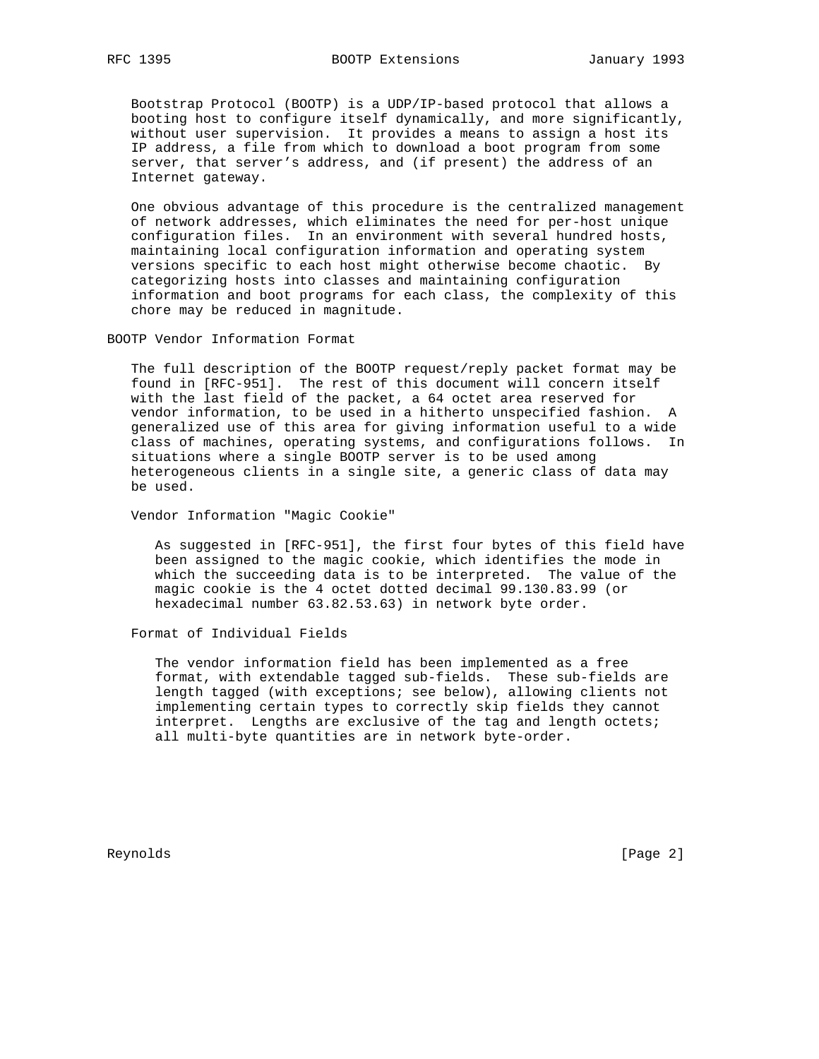Bootstrap Protocol (BOOTP) is a UDP/IP-based protocol that allows a booting host to configure itself dynamically, and more significantly, without user supervision. It provides a means to assign a host its IP address, a file from which to download a boot program from some server, that server's address, and (if present) the address of an Internet gateway.

One obvious advantage of this procedure is the centralized management of network addresses, which eliminates the need for per-host unique configuration files. In an environment with several hundred hosts, maintaining local configuration information and operating system versions specific to each host might otherwise become chaotic. By categorizing hosts into classes and maintaining configuration information and boot programs for each class, the complexity of this chore may be reduced in magnitude.

## BOOTP Vendor Information Format

The full description of the BOOTP request/reply packet format may be found in [RFC-951]. The rest of this document will concern itself with the last field of the packet, a 64 octet area reserved for vendor information, to be used in a hitherto unspecified fashion. A generalized use of this area for giving information useful to a wide class of machines, operating systems, and configurations follows. In situations where a single BOOTP server is to be used among heterogeneous clients in a single site, a generic class of data may be used.

### Vendor Information "Magic Cookie"

As suggested in [RFC-951], the first four bytes of this field have been assigned to the magic cookie, which identifies the mode in which the succeeding data is to be interpreted. The value of the magic cookie is the 4 octet dotted decimal 99.130.83.99 (or hexadecimal number 63.82.53.63) in network byte order.

### Format of Individual Fields

The vendor information field has been implemented as a free format, with extendable tagged sub-fields. These sub-fields are length tagged (with exceptions; see below), allowing clients not implementing certain types to correctly skip fields they cannot interpret. Lengths are exclusive of the tag and length octets; all multi-byte quantities are in network byte-order.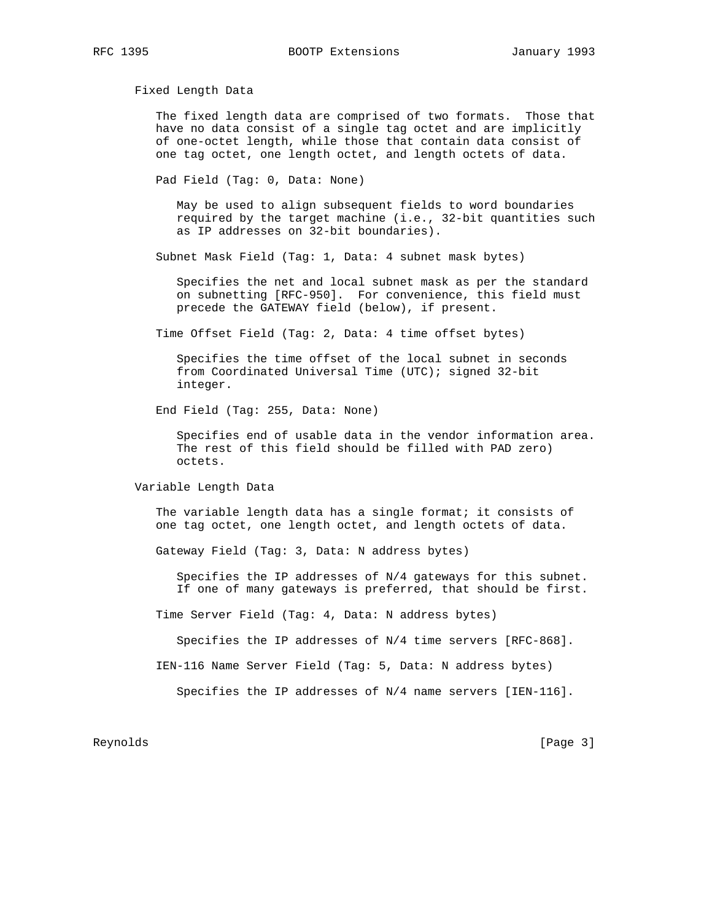### Fixed Length Data

The fixed length data are comprised of two formats. Those that have no data consist of a single tag octet and are implicitly of one-octet length, while those that contain data consist of one tag octet, one length octet, and length octets of data.

#### Pad Field (Tag: 0, Data: None)

May be used to align subsequent fields to word boundaries required by the target machine (i.e., 32-bit quantities such as IP addresses on 32-bit boundaries).

#### Subnet Mask Field (Tag: 1, Data: 4 subnet mask bytes)

Specifies the net and local subnet mask as per the standard on subnetting [RFC-950]. For convenience, this field must precede the GATEWAY field (below), if present.

#### Time Offset Field (Tag: 2, Data: 4 time offset bytes)

Specifies the time offset of the local subnet in seconds from Coordinated Universal Time (UTC); signed 32-bit integer.

#### End Field (Tag: 255, Data: None)

Specifies end of usable data in the vendor information area. The rest of this field should be filled with PAD zero) octets.

### Variable Length Data

The variable length data has a single format; it consists of one tag octet, one length octet, and length octets of data.

#### Gateway Field (Tag: 3, Data: N address bytes)

Specifies the IP addresses of N/4 gateways for this subnet. If one of many gateways is preferred, that should be first.

#### Time Server Field (Tag: 4, Data: N address bytes)

Specifies the IP addresses of N/4 time servers [RFC-868].

#### IEN-116 Name Server Field (Tag: 5, Data: N address bytes)

Specifies the IP addresses of N/4 name servers [IEN-116].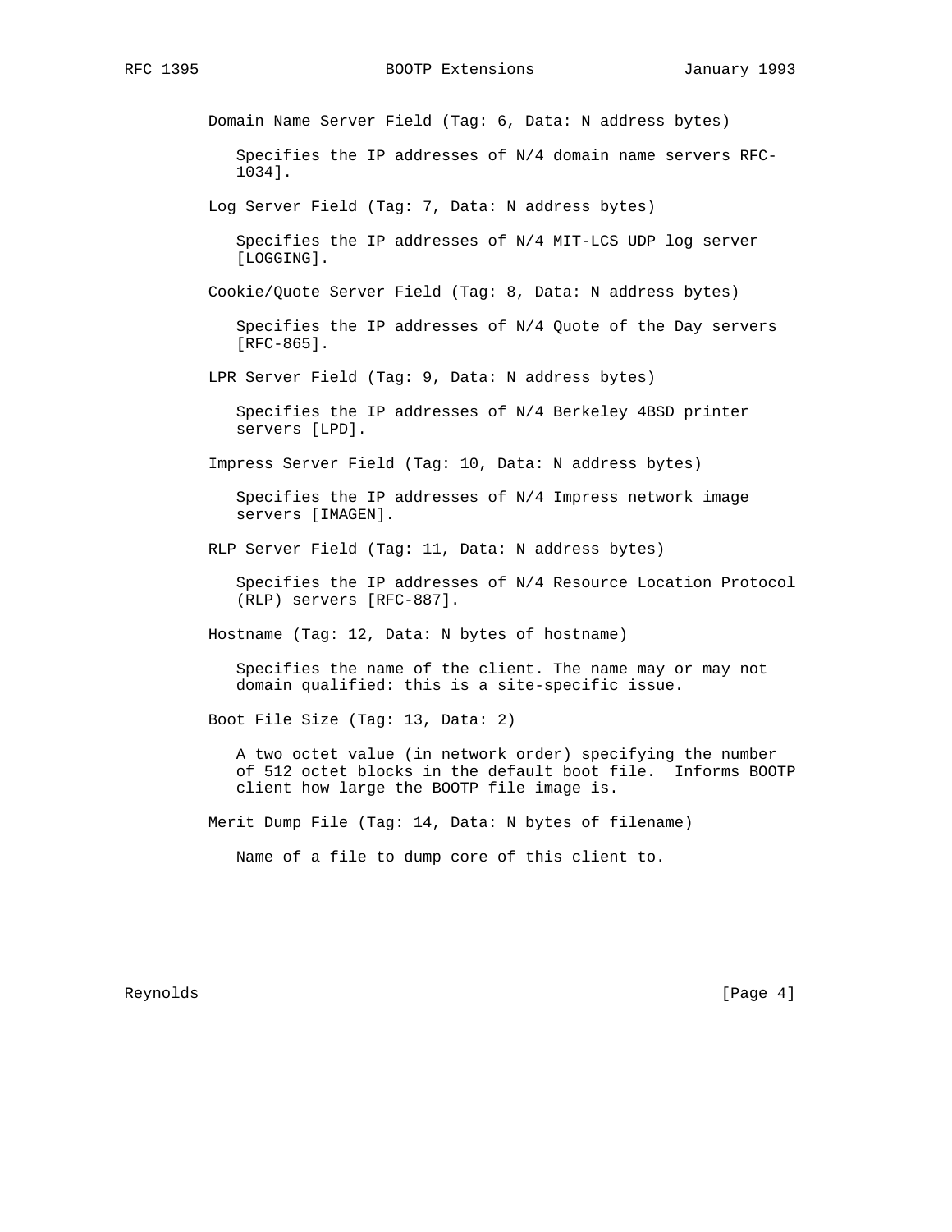Domain Name Server Field (Tag: 6, Data: N address bytes)

Specifies the IP addresses of N/4 domain name servers RFC-1034].

Log Server Field (Tag: 7, Data: N address bytes)

Specifies the IP addresses of N/4 MIT-LCS UDP log server [LOGGING].

Cookie/Quote Server Field (Tag: 8, Data: N address bytes)

Specifies the IP addresses of N/4 Quote of the Day servers [RFC-865].

LPR Server Field (Tag: 9, Data: N address bytes)

Specifies the IP addresses of N/4 Berkeley 4BSD printer servers [LPD].

Impress Server Field (Tag: 10, Data: N address bytes)

Specifies the IP addresses of N/4 Impress network image servers [IMAGEN].

RLP Server Field (Tag: 11, Data: N address bytes)

Specifies the IP addresses of N/4 Resource Location Protocol (RLP) servers [RFC-887].

Hostname (Tag: 12, Data: N bytes of hostname)

Specifies the name of the client. The name may or may not domain qualified: this is a site-specific issue.

Boot File Size (Tag: 13, Data: 2)

A two octet value (in network order) specifying the number of 512 octet blocks in the default boot file. Informs BOOTP client how large the BOOTP file image is.

Merit Dump File (Tag: 14, Data: N bytes of filename)

Name of a file to dump core of this client to.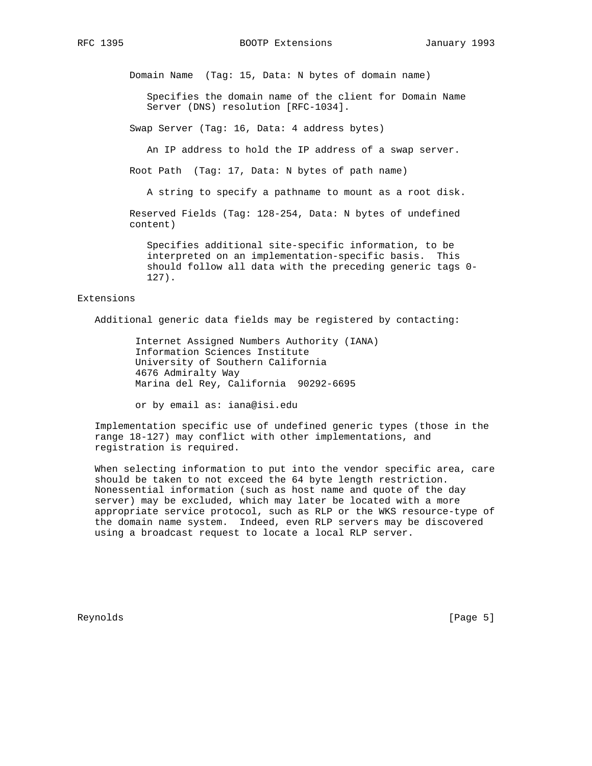Domain Name (Tag: 15, Data: N bytes of domain name)

Specifies the domain name of the client for Domain Name Server (DNS) resolution [RFC-1034].

Swap Server (Tag: 16, Data: 4 address bytes)

An IP address to hold the IP address of a swap server.

Root Path (Tag: 17, Data: N bytes of path name)

A string to specify a pathname to mount as a root disk.

Reserved Fields (Tag: 128-254, Data: N bytes of undefined content)

Specifies additional site-specific information, to be interpreted on an implementation-specific basis. This should follow all data with the preceding generic tags 0-127).

## Extensions

Additional generic data fields may be registered by contacting:

Internet Assigned Numbers Authority (IANA)
Information Sciences Institute
University of Southern California
4676 Admiralty Way
Marina del Rey, California 90292-6695

or by email as: iana@isi.edu

Implementation specific use of undefined generic types (those in the range 18-127) may conflict with other implementations, and registration is required.

When selecting information to put into the vendor specific area, care should be taken to not exceed the 64 byte length restriction. Nonessential information (such as host name and quote of the day server) may be excluded, which may later be located with a more appropriate service protocol, such as RLP or the WKS resource-type of the domain name system. Indeed, even RLP servers may be discovered using a broadcast request to locate a local RLP server.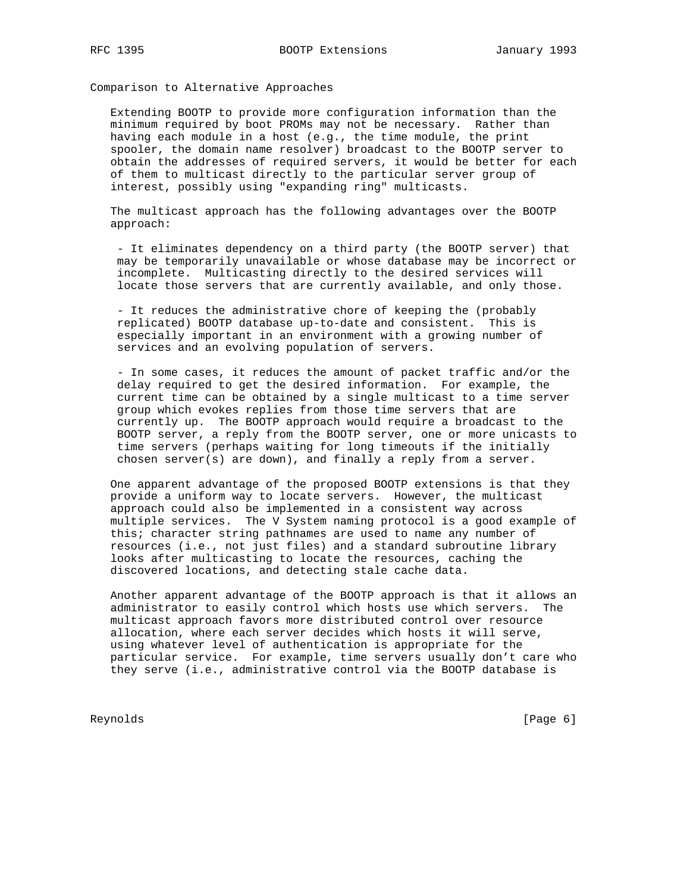## Comparison to Alternative Approaches

Extending BOOTP to provide more configuration information than the minimum required by boot PROMs may not be necessary. Rather than having each module in a host (e.g., the time module, the print spooler, the domain name resolver) broadcast to the BOOTP server to obtain the addresses of required servers, it would be better for each of them to multicast directly to the particular server group of interest, possibly using "expanding ring" multicasts.

The multicast approach has the following advantages over the BOOTP approach:

- It eliminates dependency on a third party (the BOOTP server) that may be temporarily unavailable or whose database may be incorrect or incomplete. Multicasting directly to the desired services will locate those servers that are currently available, and only those.

- It reduces the administrative chore of keeping the (probably replicated) BOOTP database up-to-date and consistent. This is especially important in an environment with a growing number of services and an evolving population of servers.

- In some cases, it reduces the amount of packet traffic and/or the delay required to get the desired information. For example, the current time can be obtained by a single multicast to a time server group which evokes replies from those time servers that are currently up. The BOOTP approach would require a broadcast to the BOOTP server, a reply from the BOOTP server, one or more unicasts to time servers (perhaps waiting for long timeouts if the initially chosen server(s) are down), and finally a reply from a server.

One apparent advantage of the proposed BOOTP extensions is that they provide a uniform way to locate servers. However, the multicast approach could also be implemented in a consistent way across multiple services. The V System naming protocol is a good example of this; character string pathnames are used to name any number of resources (i.e., not just files) and a standard subroutine library looks after multicasting to locate the resources, caching the discovered locations, and detecting stale cache data.

Another apparent advantage of the BOOTP approach is that it allows an administrator to easily control which hosts use which servers. The multicast approach favors more distributed control over resource allocation, where each server decides which hosts it will serve, using whatever level of authentication is appropriate for the particular service. For example, time servers usually don't care who they serve (i.e., administrative control via the BOOTP database is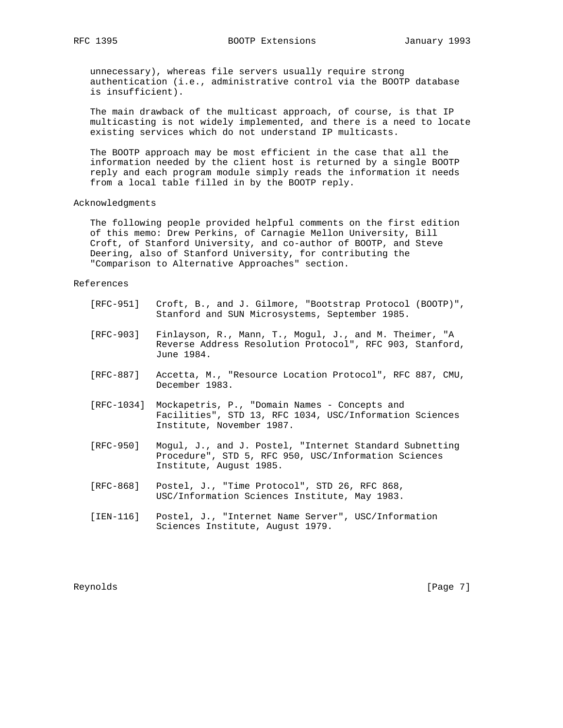unnecessary), whereas file servers usually require strong authentication (i.e., administrative control via the BOOTP database is insufficient).

The main drawback of the multicast approach, of course, is that IP multicasting is not widely implemented, and there is a need to locate existing services which do not understand IP multicasts.

The BOOTP approach may be most efficient in the case that all the information needed by the client host is returned by a single BOOTP reply and each program module simply reads the information it needs from a local table filled in by the BOOTP reply.

## Acknowledgments

The following people provided helpful comments on the first edition of this memo: Drew Perkins, of Carnagie Mellon University, Bill Croft, of Stanford University, and co-author of BOOTP, and Steve Deering, also of Stanford University, for contributing the "Comparison to Alternative Approaches" section.

## References

[RFC-951] Croft, B., and J. Gilmore, "Bootstrap Protocol (BOOTP)", Stanford and SUN Microsystems, September 1985.

[RFC-903] Finlayson, R., Mann, T., Mogul, J., and M. Theimer, "A Reverse Address Resolution Protocol", RFC 903, Stanford, June 1984.

[RFC-887] Accetta, M., "Resource Location Protocol", RFC 887, CMU, December 1983.

[RFC-1034] Mockapetris, P., "Domain Names - Concepts and Facilities", STD 13, RFC 1034, USC/Information Sciences Institute, November 1987.

[RFC-950] Mogul, J., and J. Postel, "Internet Standard Subnetting Procedure", STD 5, RFC 950, USC/Information Sciences Institute, August 1985.

[RFC-868] Postel, J., "Time Protocol", STD 26, RFC 868, USC/Information Sciences Institute, May 1983.

[IEN-116] Postel, J., "Internet Name Server", USC/Information Sciences Institute, August 1979.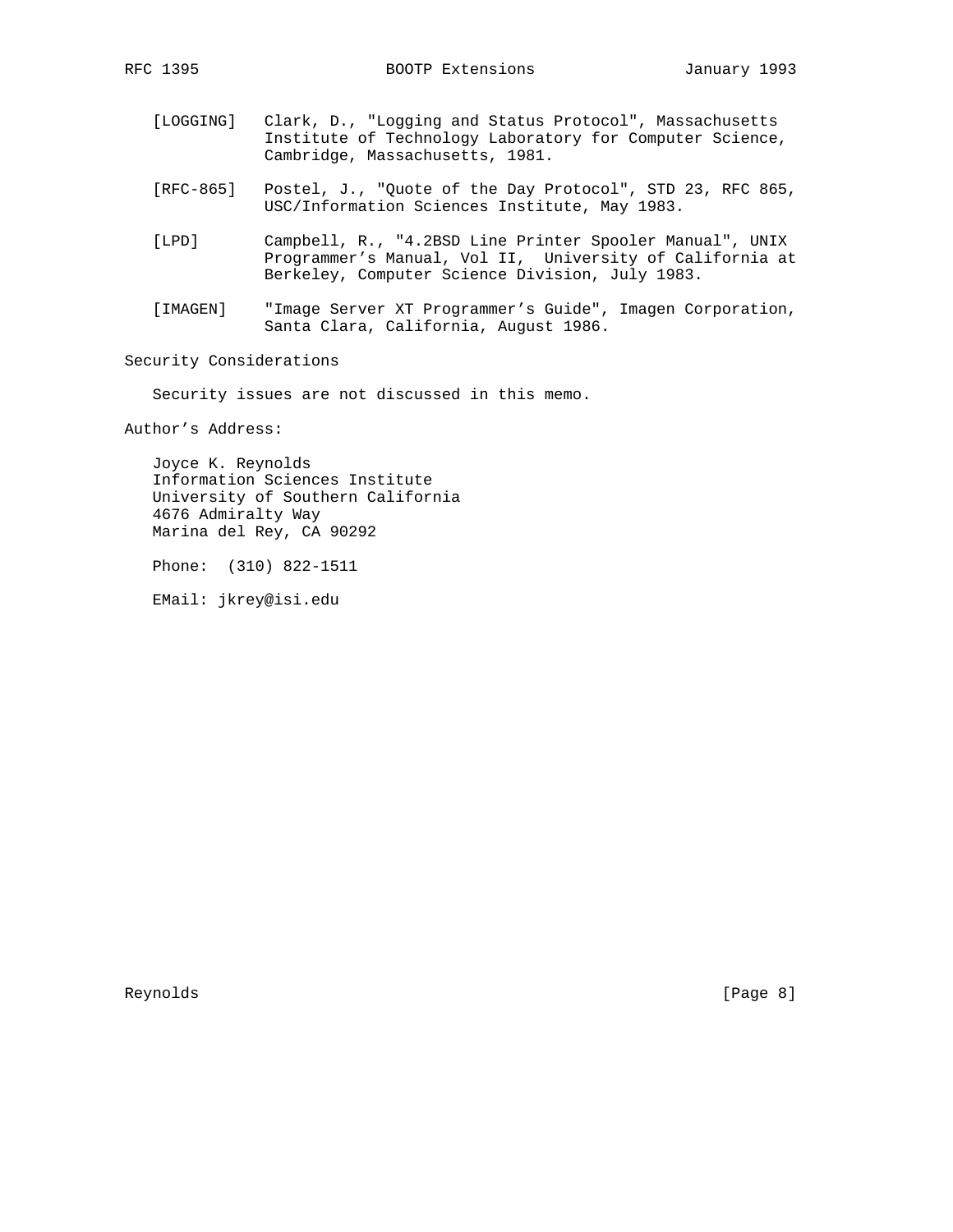[LOGGING] Clark, D., "Logging and Status Protocol", Massachusetts Institute of Technology Laboratory for Computer Science, Cambridge, Massachusetts, 1981.

[RFC-865] Postel, J., "Quote of the Day Protocol", STD 23, RFC 865, USC/Information Sciences Institute, May 1983.

[LPD] Campbell, R., "4.2BSD Line Printer Spooler Manual", UNIX Programmer's Manual, Vol II, University of California at Berkeley, Computer Science Division, July 1983.

[IMAGEN] "Image Server XT Programmer's Guide", Imagen Corporation, Santa Clara, California, August 1986.

## Security Considerations

Security issues are not discussed in this memo.

## Author's Address:

Joyce K. Reynolds
Information Sciences Institute
University of Southern California
4676 Admiralty Way
Marina del Rey, CA 90292

Phone: (310) 822-1511

EMail: jkrey@isi.edu